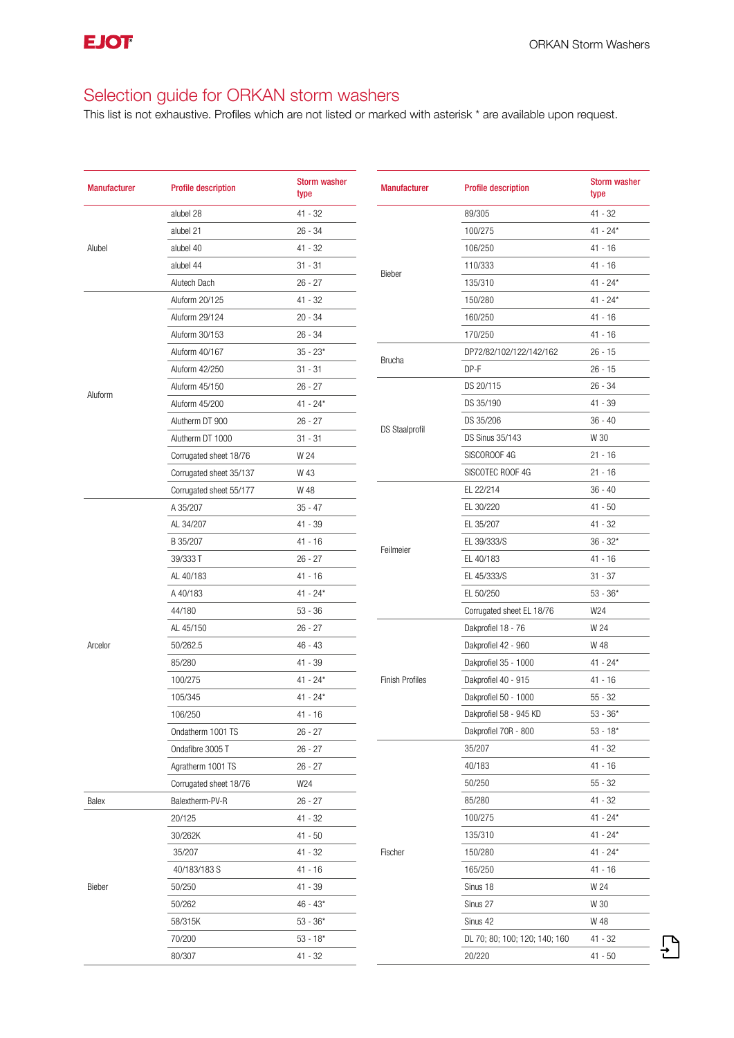# Selection guide for ORKAN storm washers

This list is not exhaustive. Profiles which are not listed or marked with asterisk * are available upon request.

| Manufacturer | Profile description | Storm washer type |
|---|---|---|
| Alubel | alubel 28 | 41 - 32 |
| | alubel 21 | 26 - 34 |
| | alubel 40 | 41 - 32 |
| | alubel 44 | 31 - 31 |
| | Alutech Dach | 26 - 27 |
| Aluform | Aluform 20/125 | 41 - 32 |
| | Aluform 29/124 | 20 - 34 |
| | Aluform 30/153 | 26 - 34 |
| | Aluform 40/167 | 35 - 23* |
| | Aluform 42/250 | 31 - 31 |
| | Aluform 45/150 | 26 - 27 |
| | Aluform 45/200 | 41 - 24* |
| | Alutherm DT 900 | 26 - 27 |
| | Alutherm DT 1000 | 31 - 31 |
| | Corrugated sheet 18/76 | W 24 |
| | Corrugated sheet 35/137 | W 43 |
| | Corrugated sheet 55/177 | W 48 |
| Arcelor | A 35/207 | 35 - 47 |
| | AL 34/207 | 41 - 39 |
| | B 35/207 | 41 - 16 |
| | 39/333 T | 26 - 27 |
| | AL 40/183 | 41 - 16 |
| | A 40/183 | 41 - 24* |
| | 44/180 | 53 - 36 |
| | AL 45/150 | 26 - 27 |
| | 50/262.5 | 46 - 43 |
| | 85/280 | 41 - 39 |
| | 100/275 | 41 - 24* |
| | 105/345 | 41 - 24* |
| | 106/250 | 41 - 16 |
| | Ondatherm 1001 TS | 26 - 27 |
| | Ondafibre 3005 T | 26 - 27 |
| | Agratherm 1001 TS | 26 - 27 |
| | Corrugated sheet 18/76 | W24 |
| Balex | Balextherm-PV-R | 26 - 27 |
| Bieber | 20/125 | 41 - 32 |
| | 30/262K | 41 - 50 |
| | 35/207 | 41 - 32 |
| | 40/183/183 S | 41 - 16 |
| | 50/250 | 41 - 39 |
| | 50/262 | 46 - 43* |
| | 58/315K | 53 - 36* |
| | 70/200 | 53 - 18* |
| | 80/307 | 41 - 32 |
| | 89/305 | 41 - 32 |
| | 100/275 | 41 - 24* |
| | 106/250 | 41 - 16 |
| | 110/333 | 41 - 16 |
| | 135/310 | 41 - 24* |
| | 150/280 | 41 - 24* |
| | 160/250 | 41 - 16 |
| | 170/250 | 41 - 16 |
| Brucha | DP72/82/102/122/142/162 | 26 - 15 |
| | DP-F | 26 - 15 |
| DS Staalprofil | DS 20/115 | 26 - 34 |
| | DS 35/190 | 41 - 39 |
| | DS 35/206 | 36 - 40 |
| | DS Sinus 35/143 | W 30 |
| | SISCOROOF 4G | 21 - 16 |
| | SISCOTEC ROOF 4G | 21 - 16 |
| Feilmeier | EL 22/214 | 36 - 40 |
| | EL 30/220 | 41 - 50 |
| | EL 35/207 | 41 - 32 |
| | EL 39/333/S | 36 - 32* |
| | EL 40/183 | 41 - 16 |
| | EL 45/333/S | 31 - 37 |
| | EL 50/250 | 53 - 36* |
| | Corrugated sheet EL 18/76 | W24 |
| Finish Profiles | Dakprofiel 18 - 76 | W 24 |
| | Dakprofiel 42 - 960 | W 48 |
| | Dakprofiel 35 - 1000 | 41 - 24* |
| | Dakprofiel 40 - 915 | 41 - 16 |
| | Dakprofiel 50 - 1000 | 55 - 32 |
| | Dakprofiel 58 - 945 KD | 53 - 36* |
| | Dakprofiel 70R - 800 | 53 - 18* |
| Fischer | 35/207 | 41 - 32 |
| | 40/183 | 41 - 16 |
| | 50/250 | 55 - 32 |
| | 85/280 | 41 - 32 |
| | 100/275 | 41 - 24* |
| | 135/310 | 41 - 24* |
| | 150/280 | 41 - 24* |
| | 165/250 | 41 - 16 |
| | Sinus 18 | W 24 |
| | Sinus 27 | W 30 |
| | Sinus 42 | W 48 |
| | DL 70; 80; 100; 120; 140; 160 | 41 - 32 |
| | 20/220 | 41 - 50 |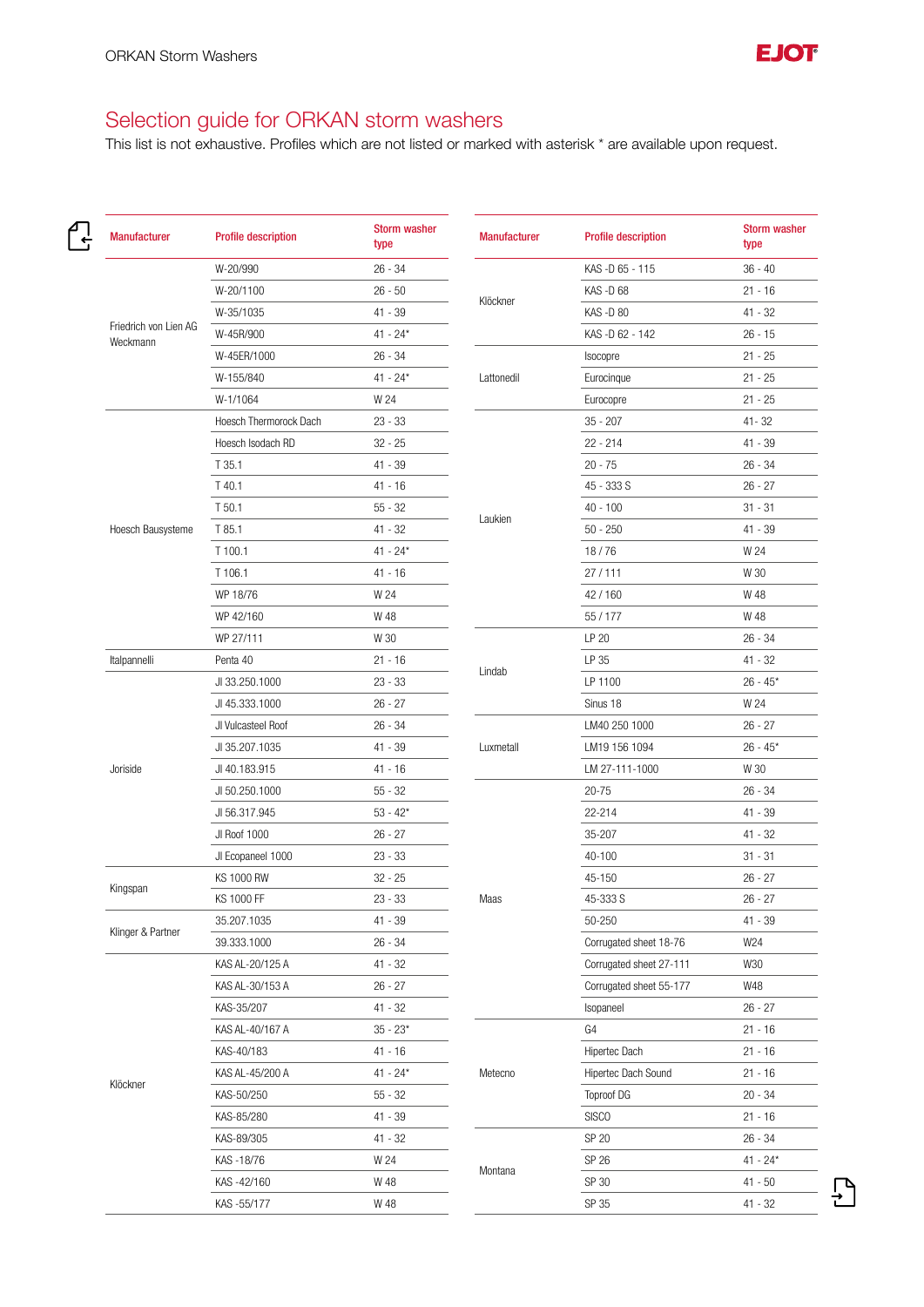## Selection guide for ORKAN storm washers

This list is not exhaustive. Profiles which are not listed or marked with asterisk * are available upon request.

| Manufacturer | Profile description | Storm washer type |
|---|---|---|
| Friedrich von Lien AG Weckmann | W-20/990 | 26 - 34 |
| | W-20/1100 | 26 - 50 |
| | W-35/1035 | 41 - 39 |
| | W-45R/900 | 41 - 24* |
| | W-45ER/1000 | 26 - 34 |
| | W-155/840 | 41 - 24* |
| | W-1/1064 | W 24 |
| Hoesch Bausysteme | Hoesch Thermorock Dach | 23 - 33 |
| | Hoesch Isodach RD | 32 - 25 |
| | T 35.1 | 41 - 39 |
| | T 40.1 | 41 - 16 |
| | T 50.1 | 55 - 32 |
| | T 85.1 | 41 - 32 |
| | T 100.1 | 41 - 24* |
| | T 106.1 | 41 - 16 |
| | WP 18/76 | W 24 |
| | WP 42/160 | W 48 |
| | WP 27/111 | W 30 |
| Italpannelli | Penta 40 | 21 - 16 |
| Joriside | JI 33.250.1000 | 23 - 33 |
| | JI 45.333.1000 | 26 - 27 |
| | JI Vulcasteel Roof | 26 - 34 |
| | JI 35.207.1035 | 41 - 39 |
| | JI 40.183.915 | 41 - 16 |
| | JI 50.250.1000 | 55 - 32 |
| | JI 56.317.945 | 53 - 42* |
| | JI Roof 1000 | 26 - 27 |
| | JI Ecopaneel 1000 | 23 - 33 |
| Kingspan | KS 1000 RW | 32 - 25 |
| | KS 1000 FF | 23 - 33 |
| Klinger & Partner | 35.207.1035 | 41 - 39 |
| | 39.333.1000 | 26 - 34 |
| Klöckner | KAS AL-20/125 A | 41 - 32 |
| | KAS AL-30/153 A | 26 - 27 |
| | KAS-35/207 | 41 - 32 |
| | KAS AL-40/167 A | 35 - 23* |
| | KAS-40/183 | 41 - 16 |
| | KAS AL-45/200 A | 41 - 24* |
| | KAS-50/250 | 55 - 32 |
| | KAS-85/280 | 41 - 39 |
| | KAS-89/305 | 41 - 32 |
| | KAS -18/76 | W 24 |
| | KAS -42/160 | W 48 |
| | KAS -55/177 | W 48 |
| Klöckner | KAS -D 65 - 115 | 36 - 40 |
| | KAS -D 68 | 21 - 16 |
| | KAS -D 80 | 41 - 32 |
| | KAS -D 62 - 142 | 26 - 15 |
| Lattonedil | Isocopre | 21 - 25 |
| | Eurocinque | 21 - 25 |
| | Eurocopre | 21 - 25 |
| Laukien | 35 - 207 | 41- 32 |
| | 22 - 214 | 41 - 39 |
| | 20 - 75 | 26 - 34 |
| | 45 - 333 S | 26 - 27 |
| | 40 - 100 | 31 - 31 |
| | 50 - 250 | 41 - 39 |
| | 18 / 76 | W 24 |
| | 27 / 111 | W 30 |
| | 42 / 160 | W 48 |
| | 55 / 177 | W 48 |
| Lindab | LP 20 | 26 - 34 |
| | LP 35 | 41 - 32 |
| | LP 1100 | 26 - 45* |
| | Sinus 18 | W 24 |
| Luxmetall | LM40 250 1000 | 26 - 27 |
| | LM19 156 1094 | 26 - 45* |
| | LM 27-111-1000 | W 30 |
| Maas | 20-75 | 26 - 34 |
| | 22-214 | 41 - 39 |
| | 35-207 | 41 - 32 |
| | 40-100 | 31 - 31 |
| | 45-150 | 26 - 27 |
| | 45-333 S | 26 - 27 |
| | 50-250 | 41 - 39 |
| | Corrugated sheet 18-76 | W24 |
| | Corrugated sheet 27-111 | W30 |
| | Corrugated sheet 55-177 | W48 |
| | Isopaneel | 26 - 27 |
| Metecno | G4 | 21 - 16 |
| | Hipertec Dach | 21 - 16 |
| | Hipertec Dach Sound | 21 - 16 |
| | Toproof DG | 20 - 34 |
| | SISCO | 21 - 16 |
| Montana | SP 20 | 26 - 34 |
| | SP 26 | 41 - 24* |
| | SP 30 | 41 - 50 |
| | SP 35 | 41 - 32 |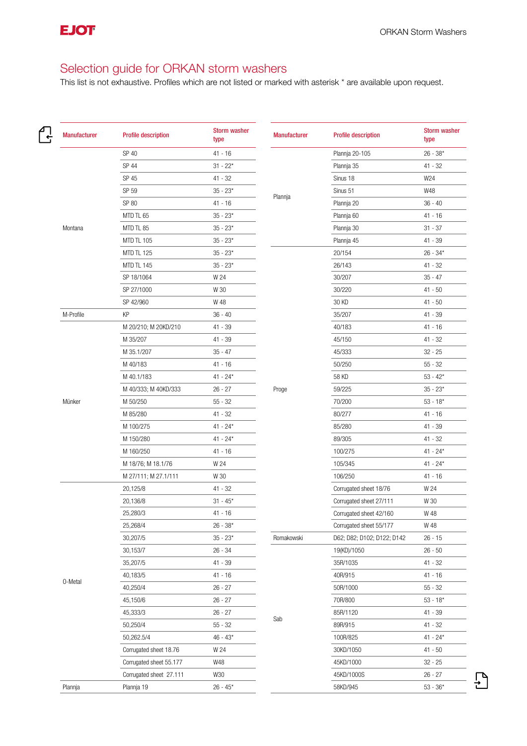# Selection guide for ORKAN storm washers

This list is not exhaustive. Profiles which are not listed or marked with asterisk * are available upon request.

| Manufacturer | Profile description | Storm washer type |
|---|---|---|
| Montana | SP 40 | 41 - 16 |
| | SP 44 | 31 - 22* |
| | SP 45 | 41 - 32 |
| | SP 59 | 35 - 23* |
| | SP 80 | 41 - 16 |
| | MTD TL 65 | 35 - 23* |
| | MTD TL 85 | 35 - 23* |
| | MTD TL 105 | 35 - 23* |
| | MTD TL 125 | 35 - 23* |
| | MTD TL 145 | 35 - 23* |
| | SP 18/1064 | W 24 |
| | SP 27/1000 | W 30 |
| | SP 42/960 | W 48 |
| M-Profile | KP | 36 - 40 |
| Münker | M 20/210; M 20KD/210 | 41 - 39 |
| | M 35/207 | 41 - 39 |
| | M 35.1/207 | 35 - 47 |
| | M 40/183 | 41 - 16 |
| | M 40.1/183 | 41 - 24* |
| | M 40/333; M 40KD/333 | 26 - 27 |
| | M 50/250 | 55 - 32 |
| | M 85/280 | 41 - 32 |
| | M 100/275 | 41 - 24* |
| | M 150/280 | 41 - 24* |
| | M 160/250 | 41 - 16 |
| | M 18/76; M 18.1/76 | W 24 |
| | M 27/111; M 27.1/111 | W 30 |
| O-Metal | 20,125/8 | 41 - 32 |
| | 20,136/8 | 31 - 45* |
| | 25,280/3 | 41 - 16 |
| | 25,268/4 | 26 - 38* |
| | 30,207/5 | 35 - 23* |
| | 30,153/7 | 26 - 34 |
| | 35,207/5 | 41 - 39 |
| | 40,183/5 | 41 - 16 |
| | 40,250/4 | 26 - 27 |
| | 45,150/6 | 26 - 27 |
| | 45,333/3 | 26 - 27 |
| | 50,250/4 | 55 - 32 |
| | 50,262.5/4 | 46 - 43* |
| | Corrugated sheet 18.76 | W 24 |
| | Corrugated sheet 55.177 | W48 |
| | Corrugated sheet 27.111 | W30 |
| Plannja | Plannja 19 | 26 - 45* |
| Plannja | Plannja 20-105 | 26 - 38* |
| | Plannja 35 | 41 - 32 |
| | Sinus 18 | W24 |
| | Sinus 51 | W48 |
| | Plannja 20 | 36 - 40 |
| | Plannja 60 | 41 - 16 |
| | Plannja 30 | 31 - 37 |
| | Plannja 45 | 41 - 39 |
| Proge | 20/154 | 26 - 34* |
| | 26/143 | 41 - 32 |
| | 30/207 | 35 - 47 |
| | 30/220 | 41 - 50 |
| | 30 KD | 41 - 50 |
| | 35/207 | 41 - 39 |
| | 40/183 | 41 - 16 |
| | 45/150 | 41 - 32 |
| | 45/333 | 32 - 25 |
| | 50/250 | 55 - 32 |
| | 58 KD | 53 - 42* |
| | 59/225 | 35 - 23* |
| | 70/200 | 53 - 18* |
| | 80/277 | 41 - 16 |
| | 85/280 | 41 - 39 |
| | 89/305 | 41 - 32 |
| | 100/275 | 41 - 24* |
| | 105/345 | 41 - 24* |
| | 106/250 | 41 - 16 |
| | Corrugated sheet 18/76 | W 24 |
| | Corrugated sheet 27/111 | W 30 |
| | Corrugated sheet 42/160 | W 48 |
| | Corrugated sheet 55/177 | W 48 |
| Romakowski | D62; D82; D102; D122; D142 | 26 - 15 |
| Sab | 19(KD)/1050 | 26 - 50 |
| | 35R/1035 | 41 - 32 |
| | 40R/915 | 41 - 16 |
| | 50R/1000 | 55 - 32 |
| | 70R/800 | 53 - 18* |
| | 85R/1120 | 41 - 39 |
| | 89R/915 | 41 - 32 |
| | 100R/825 | 41 - 24* |
| | 30KD/1050 | 41 - 50 |
| | 45KD/1000 | 32 - 25 |
| | 45KD/1000S | 26 - 27 |
| | 58KD/945 | 53 - 36* |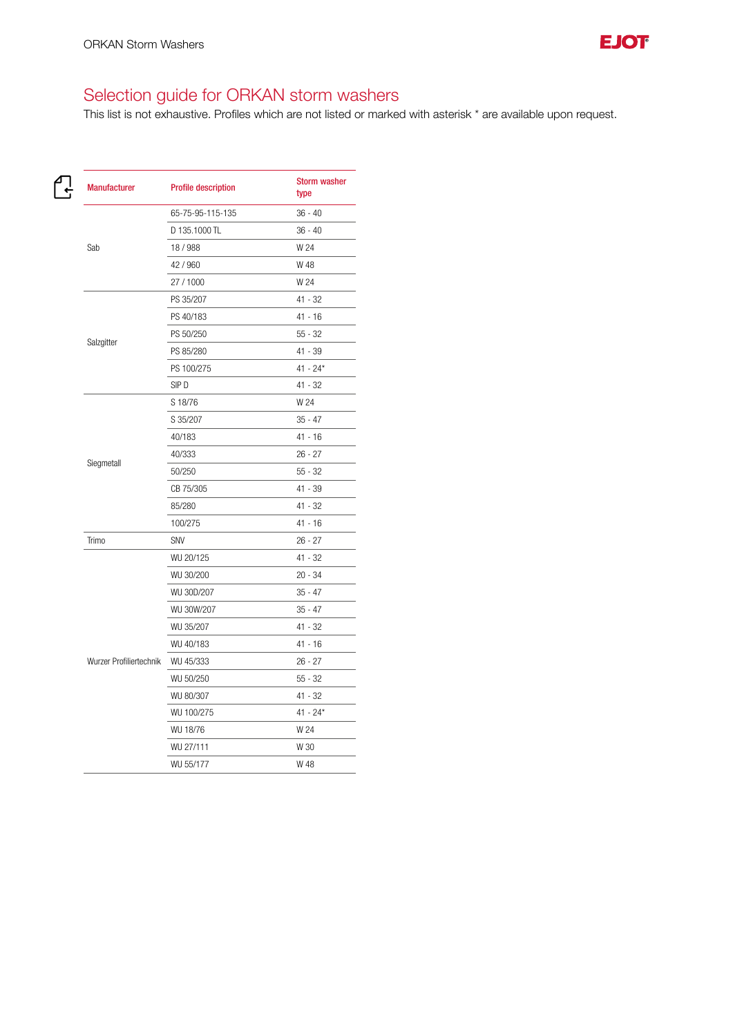## Selection guide for ORKAN storm washers

This list is not exhaustive. Profiles which are not listed or marked with asterisk * are available upon request.

| Manufacturer | Profile description | Storm washer type |
|---|---|---|
| Sab | 65-75-95-115-135 | 36 - 40 |
| | D 135.1000 TL | 36 - 40 |
| | 18 / 988 | W 24 |
| | 42 / 960 | W 48 |
| | 27 / 1000 | W 24 |
| Salzgitter | PS 35/207 | 41 - 32 |
| | PS 40/183 | 41 - 16 |
| | PS 50/250 | 55 - 32 |
| | PS 85/280 | 41 - 39 |
| | PS 100/275 | 41 - 24* |
| | SIP D | 41 - 32 |
| Siegmetall | S 18/76 | W 24 |
| | S 35/207 | 35 - 47 |
| | 40/183 | 41 - 16 |
| | 40/333 | 26 - 27 |
| | 50/250 | 55 - 32 |
| | CB 75/305 | 41 - 39 |
| | 85/280 | 41 - 32 |
| | 100/275 | 41 - 16 |
| Trimo | SNV | 26 - 27 |
| Wurzer Profiliertechnik | WU 20/125 | 41 - 32 |
| | WU 30/200 | 20 - 34 |
| | WU 30D/207 | 35 - 47 |
| | WU 30W/207 | 35 - 47 |
| | WU 35/207 | 41 - 32 |
| | WU 40/183 | 41 - 16 |
| | WU 45/333 | 26 - 27 |
| | WU 50/250 | 55 - 32 |
| | WU 80/307 | 41 - 32 |
| | WU 100/275 | 41 - 24* |
| | WU 18/76 | W 24 |
| | WU 27/111 | W 30 |
| | WU 55/177 | W 48 |